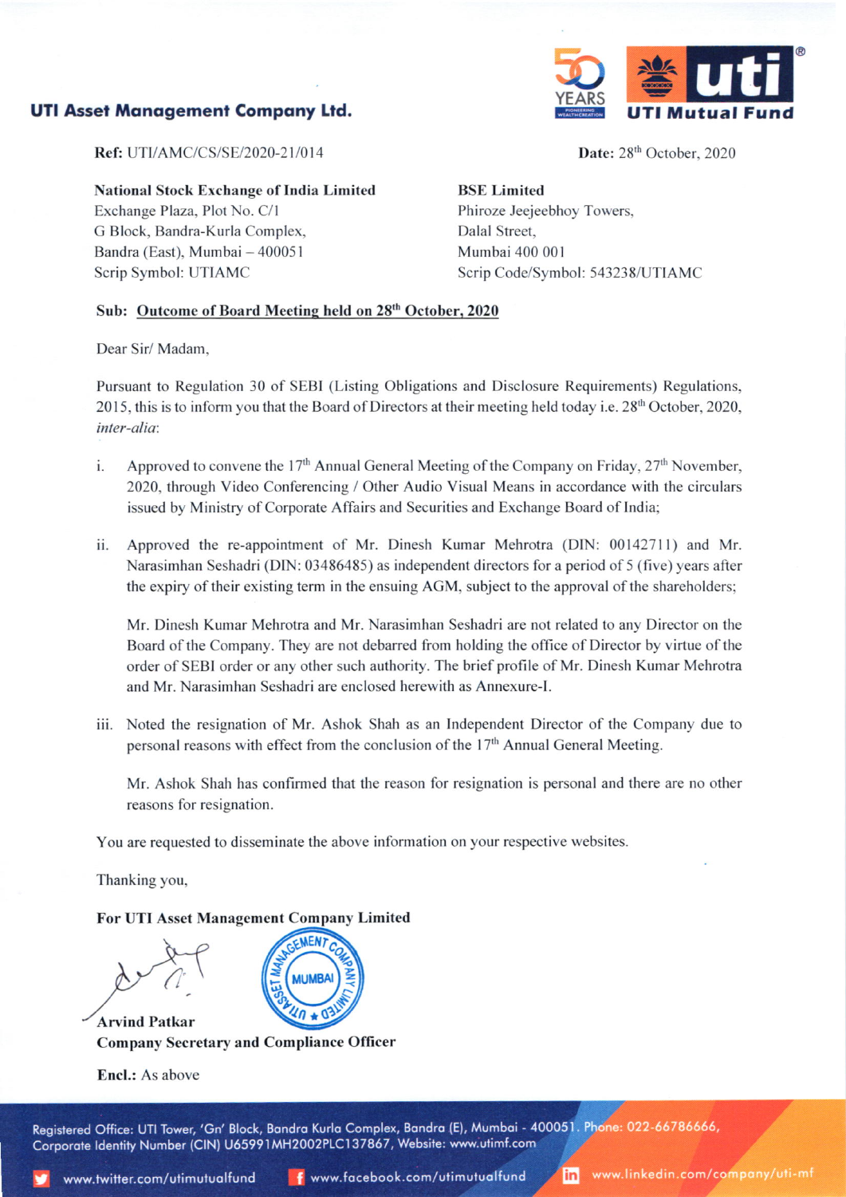**UTI Asset Management Company Ltd.**

UTI Mutual Fund

**Ref:** UTI/AMC/CS/SE/2020-21/014

**Date:** 28th October, 2020

**National Stock Exchange of India Limited**
Exchange Plaza, Plot No. C/1
G Block, Bandra-Kurla Complex,
Bandra (East), Mumbai – 400051
Scrip Symbol: UTIAMC

**BSE Limited**
Phiroze Jeejeebhoy Towers,
Dalal Street,
Mumbai 400 001
Scrip Code/Symbol: 543238/UTIAMC

**Sub: Outcome of Board Meeting held on 28th October, 2020**

Dear Sir/ Madam,

Pursuant to Regulation 30 of SEBI (Listing Obligations and Disclosure Requirements) Regulations, 2015, this is to inform you that the Board of Directors at their meeting held today i.e. 28th October, 2020, *inter-alia*:

i. Approved to convene the 17th Annual General Meeting of the Company on Friday, 27th November, 2020, through Video Conferencing / Other Audio Visual Means in accordance with the circulars issued by Ministry of Corporate Affairs and Securities and Exchange Board of India;

ii. Approved the re-appointment of Mr. Dinesh Kumar Mehrotra (DIN: 00142711) and Mr. Narasimhan Seshadri (DIN: 03486485) as independent directors for a period of 5 (five) years after the expiry of their existing term in the ensuing AGM, subject to the approval of the shareholders;

   Mr. Dinesh Kumar Mehrotra and Mr. Narasimhan Seshadri are not related to any Director on the Board of the Company. They are not debarred from holding the office of Director by virtue of the order of SEBI order or any other such authority. The brief profile of Mr. Dinesh Kumar Mehrotra and Mr. Narasimhan Seshadri are enclosed herewith as Annexure-I.

iii. Noted the resignation of Mr. Ashok Shah as an Independent Director of the Company due to personal reasons with effect from the conclusion of the 17th Annual General Meeting.

   Mr. Ashok Shah has confirmed that the reason for resignation is personal and there are no other reasons for resignation.

You are requested to disseminate the above information on your respective websites.

Thanking you,

**For UTI Asset Management Company Limited**

**Arvind Patkar**
**Company Secretary and Compliance Officer**

**Encl.:** As above

Registered Office: UTI Tower, 'Gn' Block, Bandra Kurla Complex, Bandra (E), Mumbai - 400051. Phone: 022-66786666, Corporate Identity Number (CIN) U65991MH2002PLC137867, Website: www.utimf.com

www.twitter.com/utimutualfund www.facebook.com/utimutualfund www.linkedin.com/company/uti-mf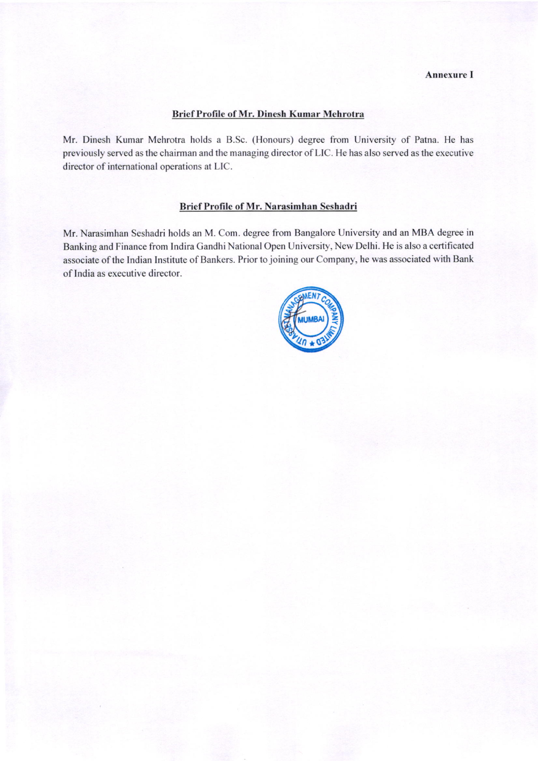**Annexure I**

**Brief Profile of Mr. Dinesh Kumar Mehrotra**

Mr. Dinesh Kumar Mehrotra holds a B.Sc. (Honours) degree from University of Patna. He has previously served as the chairman and the managing director of LIC. He has also served as the executive director of international operations at LIC.

**Brief Profile of Mr. Narasimhan Seshadri**

Mr. Narasimhan Seshadri holds an M. Com. degree from Bangalore University and an MBA degree in Banking and Finance from Indira Gandhi National Open University, New Delhi. He is also a certificated associate of the Indian Institute of Bankers. Prior to joining our Company, he was associated with Bank of India as executive director.